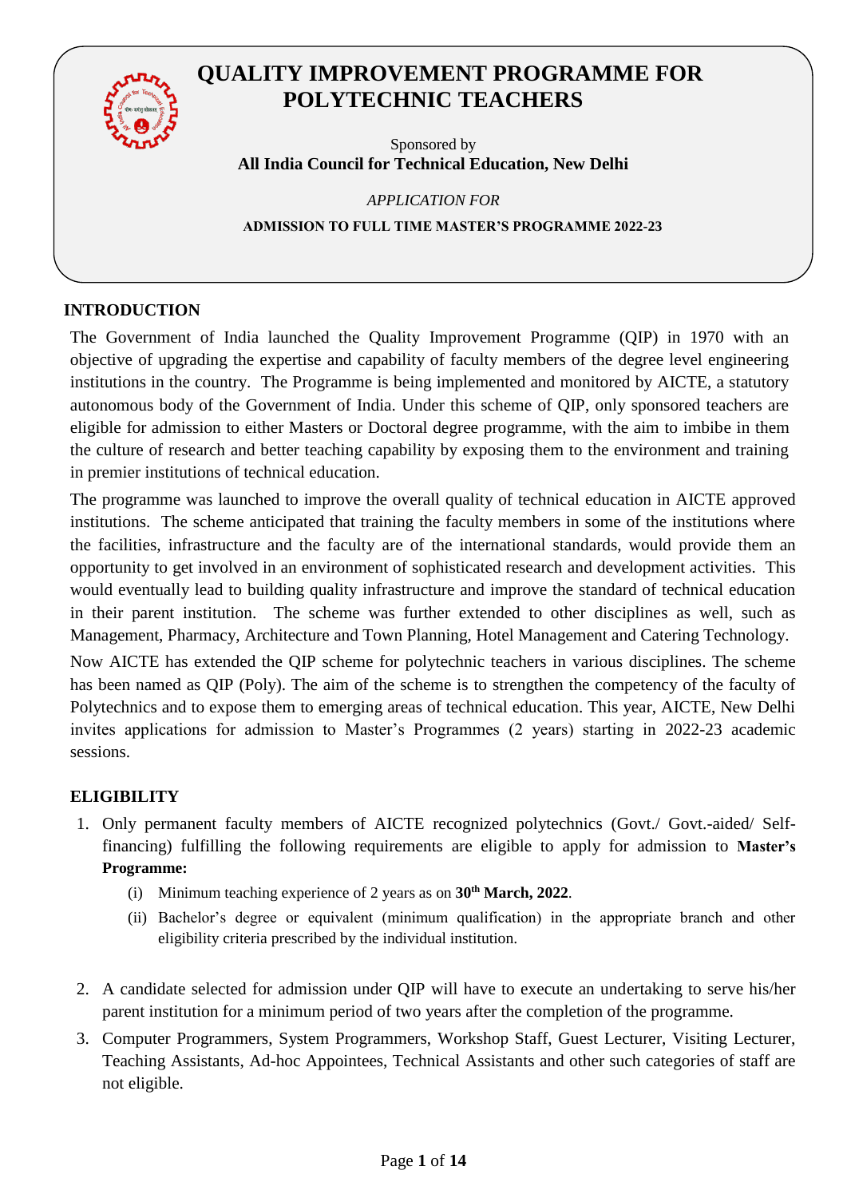# QUALITY IMPROVEMENT PROGRAMME FOR POLYTECHNIC TEACHERS

Sponsored by

**All India Council for Technical Education, New Delhi**

*APPLICATION FOR*

**ADMISSION TO FULL TIME MASTER'S PROGRAMME 2022-23**

## INTRODUCTION

The Government of India launched the Quality Improvement Programme (QIP) in 1970 with an objective of upgrading the expertise and capability of faculty members of the degree level engineering institutions in the country. The Programme is being implemented and monitored by AICTE, a statutory autonomous body of the Government of India. Under this scheme of QIP, only sponsored teachers are eligible for admission to either Masters or Doctoral degree programme, with the aim to imbibe in them the culture of research and better teaching capability by exposing them to the environment and training in premier institutions of technical education.

The programme was launched to improve the overall quality of technical education in AICTE approved institutions. The scheme anticipated that training the faculty members in some of the institutions where the facilities, infrastructure and the faculty are of the international standards, would provide them an opportunity to get involved in an environment of sophisticated research and development activities. This would eventually lead to building quality infrastructure and improve the standard of technical education in their parent institution. The scheme was further extended to other disciplines as well, such as Management, Pharmacy, Architecture and Town Planning, Hotel Management and Catering Technology.

Now AICTE has extended the QIP scheme for polytechnic teachers in various disciplines. The scheme has been named as QIP (Poly). The aim of the scheme is to strengthen the competency of the faculty of Polytechnics and to expose them to emerging areas of technical education. This year, AICTE, New Delhi invites applications for admission to Master's Programmes (2 years) starting in 2022-23 academic sessions.

## ELIGIBILITY

1. Only permanent faculty members of AICTE recognized polytechnics (Govt./ Govt.-aided/ Self-financing) fulfilling the following requirements are eligible to apply for admission to **Master's Programme:**
   (i) Minimum teaching experience of 2 years as on **30th March, 2022**.
   (ii) Bachelor's degree or equivalent (minimum qualification) in the appropriate branch and other eligibility criteria prescribed by the individual institution.

2. A candidate selected for admission under QIP will have to execute an undertaking to serve his/her parent institution for a minimum period of two years after the completion of the programme.

3. Computer Programmers, System Programmers, Workshop Staff, Guest Lecturer, Visiting Lecturer, Teaching Assistants, Ad-hoc Appointees, Technical Assistants and other such categories of staff are not eligible.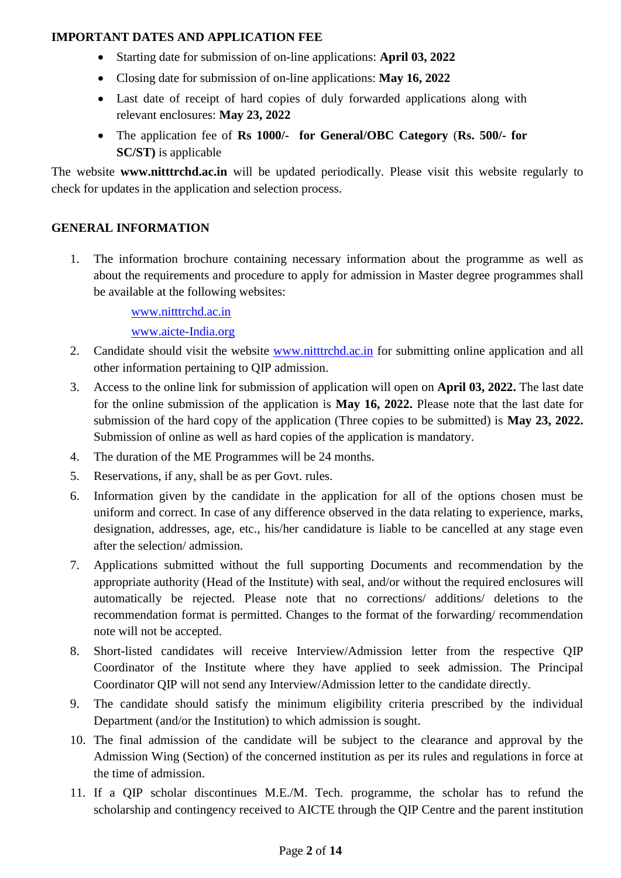**IMPORTANT DATES AND APPLICATION FEE**

- Starting date for submission of on-line applications: **April 03, 2022**
- Closing date for submission of on-line applications: **May 16, 2022**
- Last date of receipt of hard copies of duly forwarded applications along with relevant enclosures: **May 23, 2022**
- The application fee of **Rs 1000/- for General/OBC Category** (**Rs. 500/- for SC/ST)** is applicable

The website **www.nitttrchd.ac.in** will be updated periodically. Please visit this website regularly to check for updates in the application and selection process.

**GENERAL INFORMATION**

1. The information brochure containing necessary information about the programme as well as about the requirements and procedure to apply for admission in Master degree programmes shall be available at the following websites:

   www.nitttrchd.ac.in

   www.aicte-India.org

2. Candidate should visit the website www.nitttrchd.ac.in for submitting online application and all other information pertaining to QIP admission.
3. Access to the online link for submission of application will open on **April 03, 2022.** The last date for the online submission of the application is **May 16, 2022.** Please note that the last date for submission of the hard copy of the application (Three copies to be submitted) is **May 23, 2022.** Submission of online as well as hard copies of the application is mandatory.
4. The duration of the ME Programmes will be 24 months.
5. Reservations, if any, shall be as per Govt. rules.
6. Information given by the candidate in the application for all of the options chosen must be uniform and correct. In case of any difference observed in the data relating to experience, marks, designation, addresses, age, etc., his/her candidature is liable to be cancelled at any stage even after the selection/ admission.
7. Applications submitted without the full supporting Documents and recommendation by the appropriate authority (Head of the Institute) with seal, and/or without the required enclosures will automatically be rejected. Please note that no corrections/ additions/ deletions to the recommendation format is permitted. Changes to the format of the forwarding/ recommendation note will not be accepted.
8. Short-listed candidates will receive Interview/Admission letter from the respective QIP Coordinator of the Institute where they have applied to seek admission. The Principal Coordinator QIP will not send any Interview/Admission letter to the candidate directly.
9. The candidate should satisfy the minimum eligibility criteria prescribed by the individual Department (and/or the Institution) to which admission is sought.
10. The final admission of the candidate will be subject to the clearance and approval by the Admission Wing (Section) of the concerned institution as per its rules and regulations in force at the time of admission.
11. If a QIP scholar discontinues M.E./M. Tech. programme, the scholar has to refund the scholarship and contingency received to AICTE through the QIP Centre and the parent institution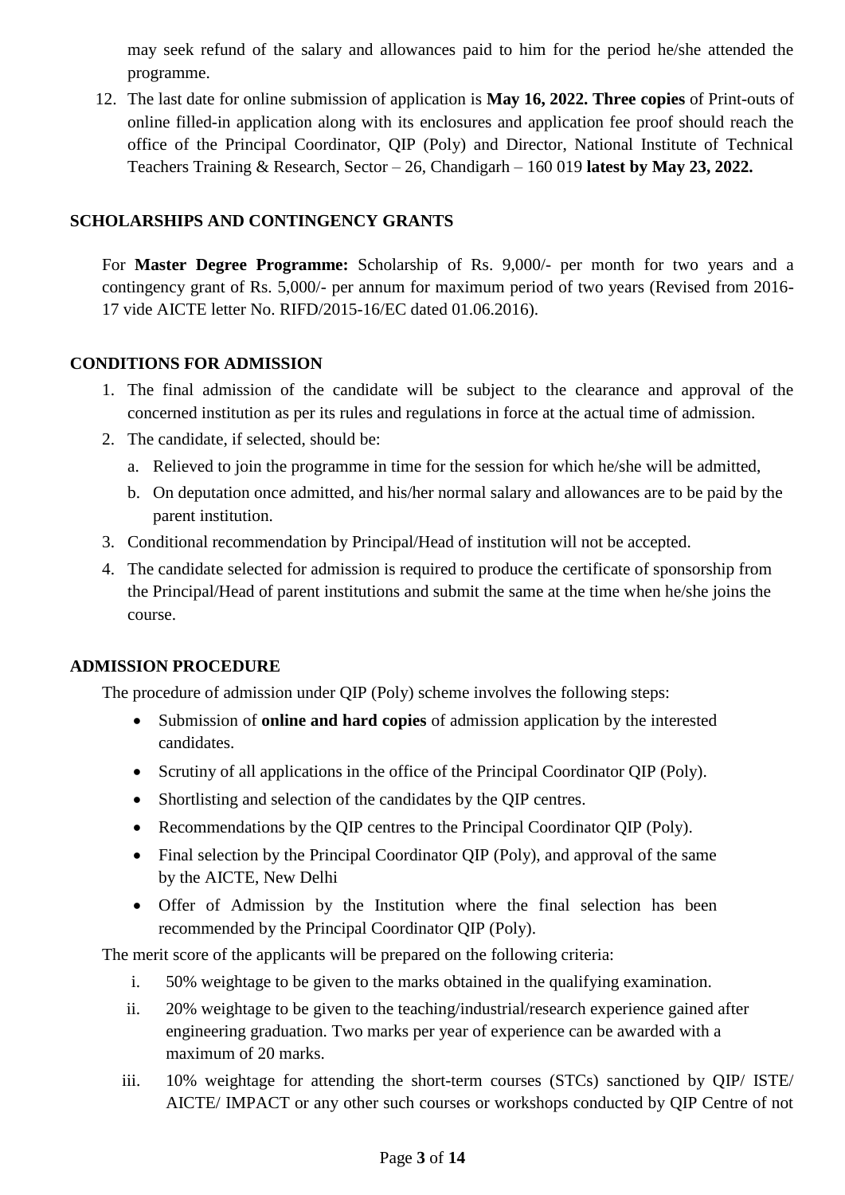may seek refund of the salary and allowances paid to him for the period he/she attended the programme.

12. The last date for online submission of application is **May 16, 2022. Three copies** of Print-outs of online filled-in application along with its enclosures and application fee proof should reach the office of the Principal Coordinator, QIP (Poly) and Director, National Institute of Technical Teachers Training & Research, Sector – 26, Chandigarh – 160 019 **latest by May 23, 2022.**

## SCHOLARSHIPS AND CONTINGENCY GRANTS

For **Master Degree Programme:** Scholarship of Rs. 9,000/- per month for two years and a contingency grant of Rs. 5,000/- per annum for maximum period of two years (Revised from 2016-17 vide AICTE letter No. RIFD/2015-16/EC dated 01.06.2016).

## CONDITIONS FOR ADMISSION

1. The final admission of the candidate will be subject to the clearance and approval of the concerned institution as per its rules and regulations in force at the actual time of admission.
2. The candidate, if selected, should be:
   a. Relieved to join the programme in time for the session for which he/she will be admitted,
   b. On deputation once admitted, and his/her normal salary and allowances are to be paid by the parent institution.
3. Conditional recommendation by Principal/Head of institution will not be accepted.
4. The candidate selected for admission is required to produce the certificate of sponsorship from the Principal/Head of parent institutions and submit the same at the time when he/she joins the course.

## ADMISSION PROCEDURE

The procedure of admission under QIP (Poly) scheme involves the following steps:

- Submission of **online and hard copies** of admission application by the interested candidates.
- Scrutiny of all applications in the office of the Principal Coordinator QIP (Poly).
- Shortlisting and selection of the candidates by the QIP centres.
- Recommendations by the QIP centres to the Principal Coordinator QIP (Poly).
- Final selection by the Principal Coordinator QIP (Poly), and approval of the same by the AICTE, New Delhi
- Offer of Admission by the Institution where the final selection has been recommended by the Principal Coordinator QIP (Poly).

The merit score of the applicants will be prepared on the following criteria:

i. 50% weightage to be given to the marks obtained in the qualifying examination.
ii. 20% weightage to be given to the teaching/industrial/research experience gained after engineering graduation. Two marks per year of experience can be awarded with a maximum of 20 marks.
iii. 10% weightage for attending the short-term courses (STCs) sanctioned by QIP/ ISTE/ AICTE/ IMPACT or any other such courses or workshops conducted by QIP Centre of not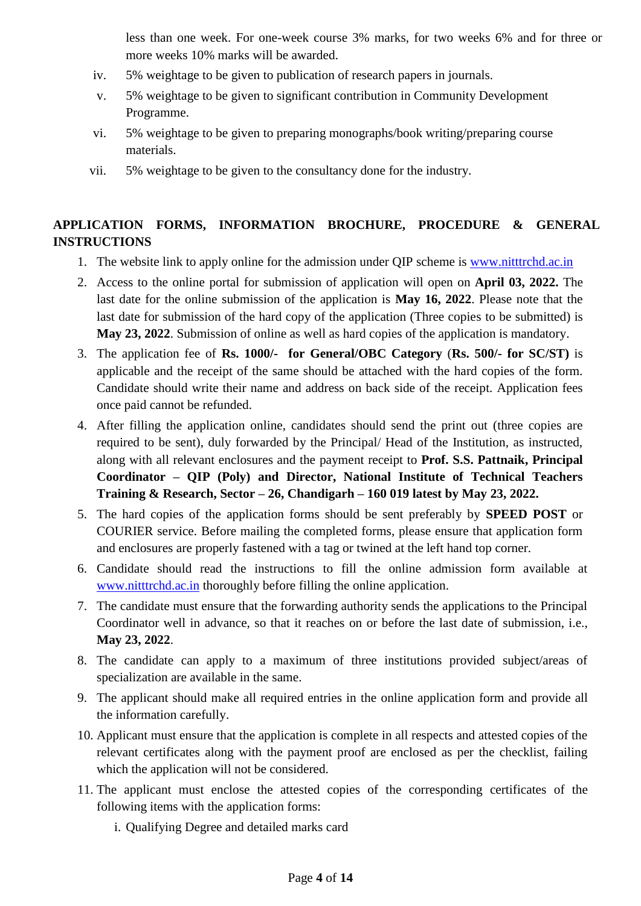less than one week. For one-week course 3% marks, for two weeks 6% and for three or more weeks 10% marks will be awarded.

iv. 5% weightage to be given to publication of research papers in journals.

v. 5% weightage to be given to significant contribution in Community Development Programme.

vi. 5% weightage to be given to preparing monographs/book writing/preparing course materials.

vii. 5% weightage to be given to the consultancy done for the industry.

**APPLICATION FORMS, INFORMATION BROCHURE, PROCEDURE & GENERAL INSTRUCTIONS**

1. The website link to apply online for the admission under QIP scheme is www.nitttrchd.ac.in
2. Access to the online portal for submission of application will open on **April 03, 2022.** The last date for the online submission of the application is **May 16, 2022**. Please note that the last date for submission of the hard copy of the application (Three copies to be submitted) is **May 23, 2022**. Submission of online as well as hard copies of the application is mandatory.
3. The application fee of **Rs. 1000/- for General/OBC Category** (**Rs. 500/- for SC/ST)** is applicable and the receipt of the same should be attached with the hard copies of the form. Candidate should write their name and address on back side of the receipt. Application fees once paid cannot be refunded.
4. After filling the application online, candidates should send the print out (three copies are required to be sent), duly forwarded by the Principal/ Head of the Institution, as instructed, along with all relevant enclosures and the payment receipt to **Prof. S.S. Pattnaik, Principal Coordinator – QIP (Poly) and Director, National Institute of Technical Teachers Training & Research, Sector – 26, Chandigarh – 160 019 latest by May 23, 2022.**
5. The hard copies of the application forms should be sent preferably by **SPEED POST** or COURIER service. Before mailing the completed forms, please ensure that application form and enclosures are properly fastened with a tag or twined at the left hand top corner.
6. Candidate should read the instructions to fill the online admission form available at www.nitttrchd.ac.in thoroughly before filling the online application.
7. The candidate must ensure that the forwarding authority sends the applications to the Principal Coordinator well in advance, so that it reaches on or before the last date of submission, i.e., **May 23, 2022**.
8. The candidate can apply to a maximum of three institutions provided subject/areas of specialization are available in the same.
9. The applicant should make all required entries in the online application form and provide all the information carefully.
10. Applicant must ensure that the application is complete in all respects and attested copies of the relevant certificates along with the payment proof are enclosed as per the checklist, failing which the application will not be considered.
11. The applicant must enclose the attested copies of the corresponding certificates of the following items with the application forms:
    i. Qualifying Degree and detailed marks card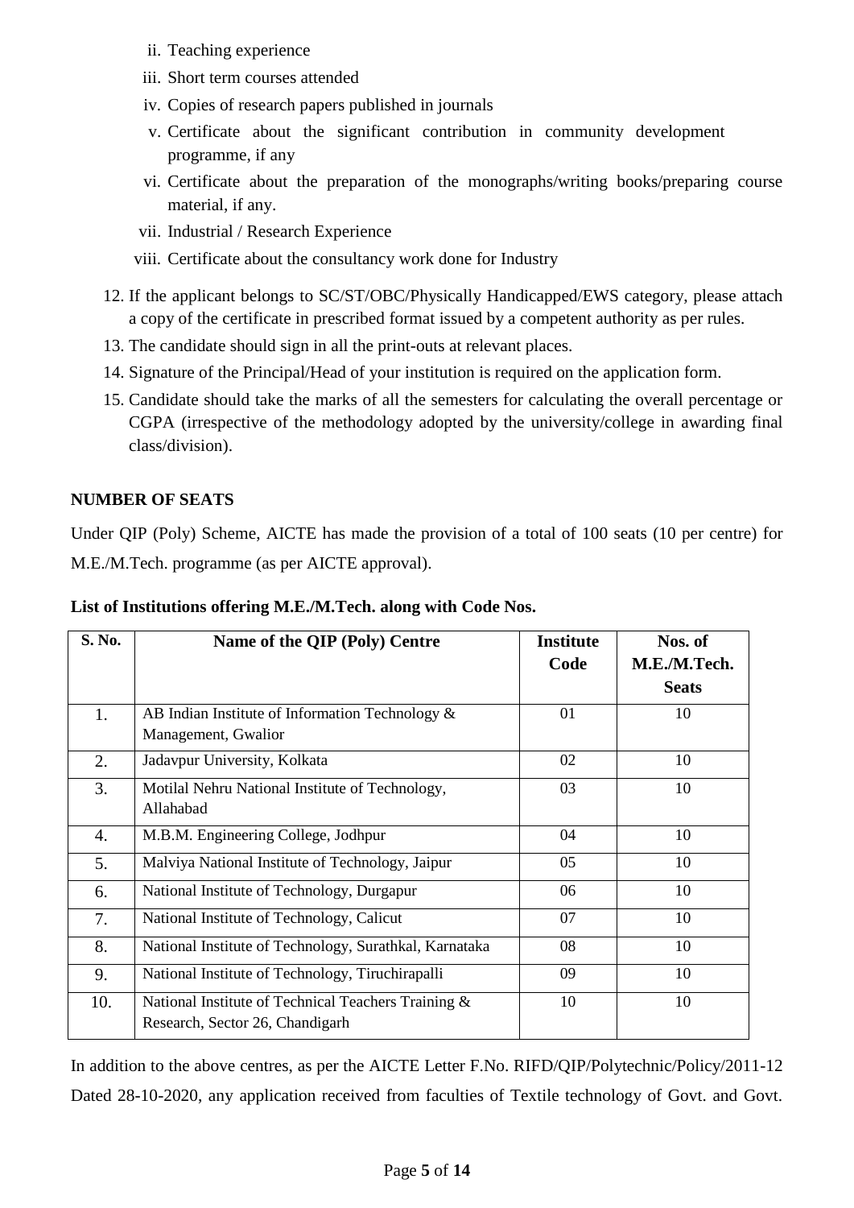ii. Teaching experience

iii. Short term courses attended

iv. Copies of research papers published in journals

v. Certificate about the significant contribution in community development programme, if any

vi. Certificate about the preparation of the monographs/writing books/preparing course material, if any.

vii. Industrial / Research Experience

viii. Certificate about the consultancy work done for Industry

12. If the applicant belongs to SC/ST/OBC/Physically Handicapped/EWS category, please attach a copy of the certificate in prescribed format issued by a competent authority as per rules.
13. The candidate should sign in all the print-outs at relevant places.
14. Signature of the Principal/Head of your institution is required on the application form.
15. Candidate should take the marks of all the semesters for calculating the overall percentage or CGPA (irrespective of the methodology adopted by the university/college in awarding final class/division).

**NUMBER OF SEATS**

Under QIP (Poly) Scheme, AICTE has made the provision of a total of 100 seats (10 per centre) for M.E./M.Tech. programme (as per AICTE approval).

**List of Institutions offering M.E./M.Tech. along with Code Nos.**

| S. No. | Name of the QIP (Poly) Centre | Institute Code | Nos. of M.E./M.Tech. Seats |
|---|---|---|---|
| 1. | AB Indian Institute of Information Technology & Management, Gwalior | 01 | 10 |
| 2. | Jadavpur University, Kolkata | 02 | 10 |
| 3. | Motilal Nehru National Institute of Technology, Allahabad | 03 | 10 |
| 4. | M.B.M. Engineering College, Jodhpur | 04 | 10 |
| 5. | Malviya National Institute of Technology, Jaipur | 05 | 10 |
| 6. | National Institute of Technology, Durgapur | 06 | 10 |
| 7. | National Institute of Technology, Calicut | 07 | 10 |
| 8. | National Institute of Technology, Surathkal, Karnataka | 08 | 10 |
| 9. | National Institute of Technology, Tiruchirapalli | 09 | 10 |
| 10. | National Institute of Technical Teachers Training & Research, Sector 26, Chandigarh | 10 | 10 |

In addition to the above centres, as per the AICTE Letter F.No. RIFD/QIP/Polytechnic/Policy/2011-12 Dated 28-10-2020, any application received from faculties of Textile technology of Govt. and Govt.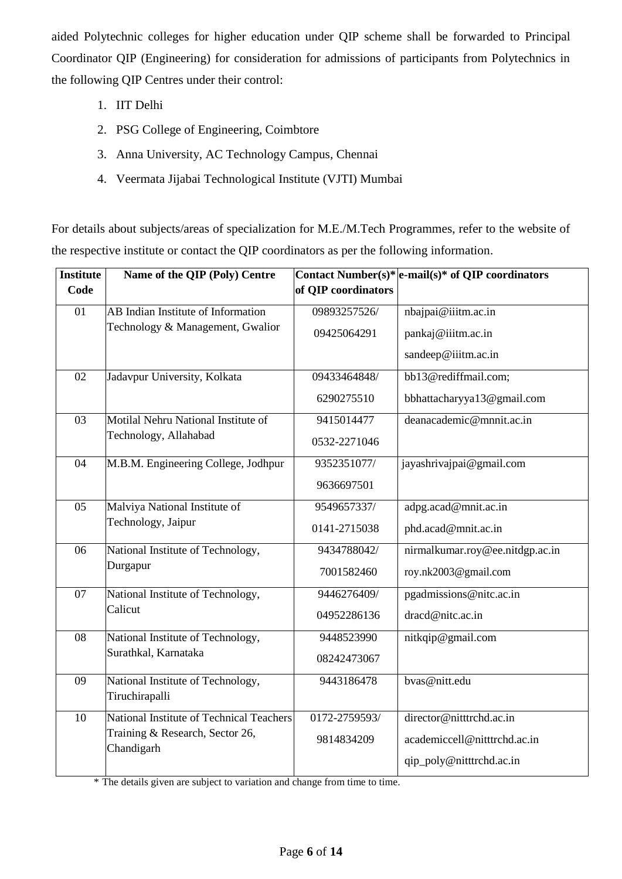aided Polytechnic colleges for higher education under QIP scheme shall be forwarded to Principal Coordinator QIP (Engineering) for consideration for admissions of participants from Polytechnics in the following QIP Centres under their control:

1. IIT Delhi
2. PSG College of Engineering, Coimbtore
3. Anna University, AC Technology Campus, Chennai
4. Veermata Jijabai Technological Institute (VJTI) Mumbai

For details about subjects/areas of specialization for M.E./M.Tech Programmes, refer to the website of the respective institute or contact the QIP coordinators as per the following information.

| Institute Code | Name of the QIP (Poly) Centre | Contact Number(s)* of QIP coordinators | e-mail(s)* of QIP coordinators |
|---|---|---|---|
| 01 | AB Indian Institute of Information Technology & Management, Gwalior | 09893257526/ 09425064291 | nbajpai@iiitm.ac.in pankaj@iiitm.ac.in sandeep@iiitm.ac.in |
| 02 | Jadavpur University, Kolkata | 09433464848/ 6290275510 | bb13@rediffmail.com; bbhattacharyya13@gmail.com |
| 03 | Motilal Nehru National Institute of Technology, Allahabad | 9415014477 0532-2271046 | deanacademic@mnnit.ac.in |
| 04 | M.B.M. Engineering College, Jodhpur | 9352351077/ 9636697501 | jayashrivajpai@gmail.com |
| 05 | Malviya National Institute of Technology, Jaipur | 9549657337/ 0141-2715038 | adpg.acad@mnit.ac.in phd.acad@mnit.ac.in |
| 06 | National Institute of Technology, Durgapur | 9434788042/ 7001582460 | nirmalkumar.roy@ee.nitdgp.ac.in roy.nk2003@gmail.com |
| 07 | National Institute of Technology, Calicut | 9446276409/ 04952286136 | pgadmissions@nitc.ac.in dracd@nitc.ac.in |
| 08 | National Institute of Technology, Surathkal, Karnataka | 9448523990 08242473067 | nitkqip@gmail.com |
| 09 | National Institute of Technology, Tiruchirapalli | 9443186478 | bvas@nitt.edu |
| 10 | National Institute of Technical Teachers Training & Research, Sector 26, Chandigarh | 0172-2759593/ 9814834209 | director@nitttrchd.ac.in academiccell@nitttrchd.ac.in qip_poly@nitttrchd.ac.in |

\* The details given are subject to variation and change from time to time.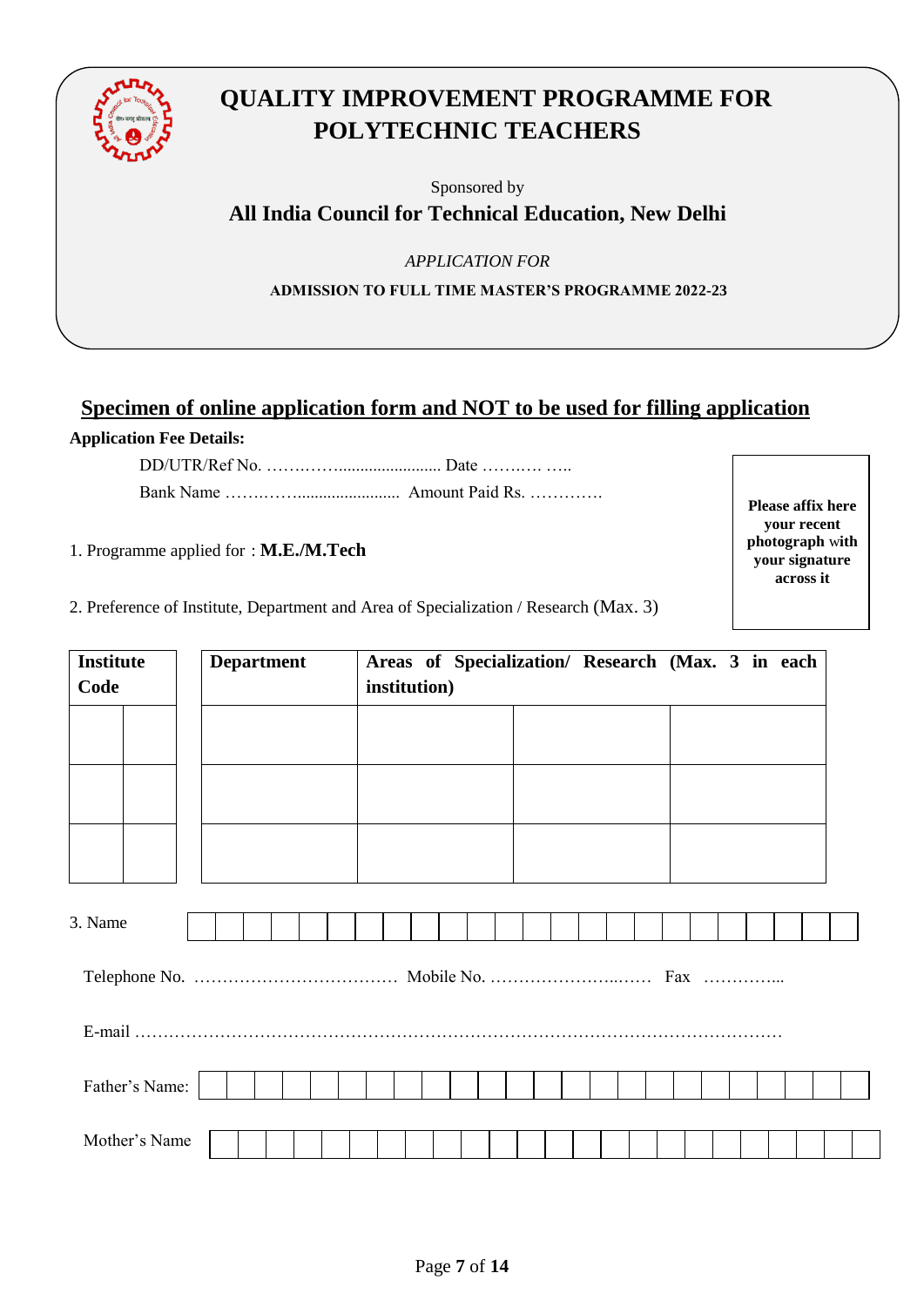# QUALITY IMPROVEMENT PROGRAMME FOR POLYTECHNIC TEACHERS

Sponsored by

**All India Council for Technical Education, New Delhi**

*APPLICATION FOR*

**ADMISSION TO FULL TIME MASTER'S PROGRAMME 2022-23**

## Specimen of online application form and NOT to be used for filling application

**Application Fee Details:**

DD/UTR/Ref No. ……….……....................... Date ……….. …..

Bank Name ……..……........................ Amount Paid Rs. ………….

**Please affix here your recent photograph with your signature across it**

1. Programme applied for : **M.E./M.Tech**

2. Preference of Institute, Department and Area of Specialization / Research (Max. 3)

| Institute Code | | Department | Areas of Specialization/ Research (Max. 3 in each institution) | | |
|---|---|---|---|---|---|
| | | | | | |
| | | | | | |
| | | | | | |

3. Name

Telephone No. ……………………………… Mobile No. ……………………...…. Fax …………...

E-mail …………………………………………………………………………………………………

Father's Name:

Mother's Name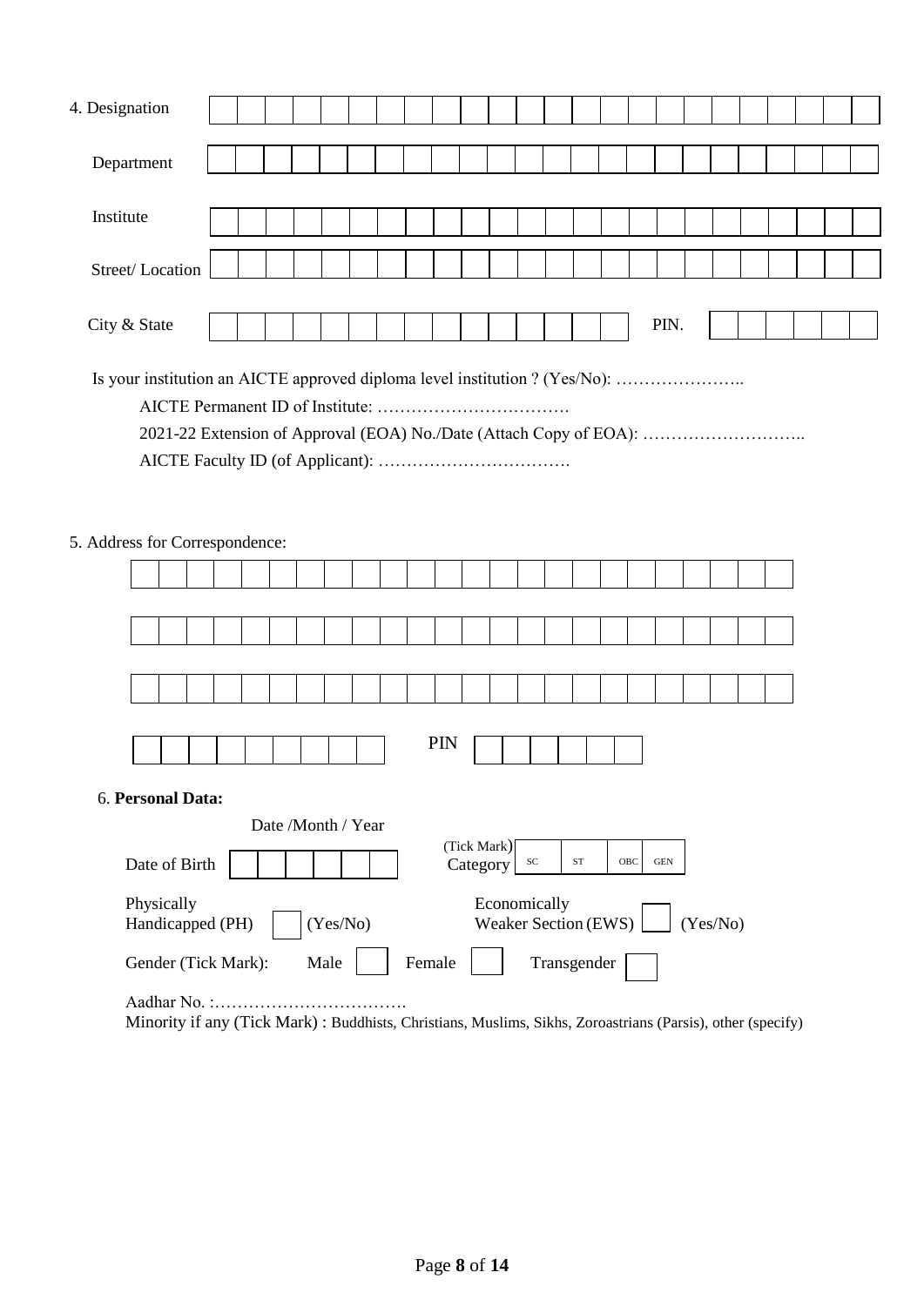4. Designation ______________________________

Department ______________________________

Institute ______________________________

Street/ Location ______________________________

City & State ______________________ PIN. __________

Is your institution an AICTE approved diploma level institution ? (Yes/No): …………………..

AICTE Permanent ID of Institute: …………………………….

2021-22 Extension of Approval (EOA) No./Date (Attach Copy of EOA): ………………………..

AICTE Faculty ID (of Applicant): …………………………….

5. Address for Correspondence:

______________________________

______________________________

______________________________

______________________ PIN __________

6. **Personal Data:**

Date of Birth (Date /Month / Year) __________

(Tick Mark) Category: SC | ST | OBC | GEN

Physically Handicapped (PH) ☐ (Yes/No)

Economically Weaker Section (EWS) ☐ (Yes/No)

Gender (Tick Mark): Male ☐ Female ☐ Transgender ☐

Aadhar No. :…………………………….

Minority if any (Tick Mark) : Buddhists, Christians, Muslims, Sikhs, Zoroastrians (Parsis), other (specify)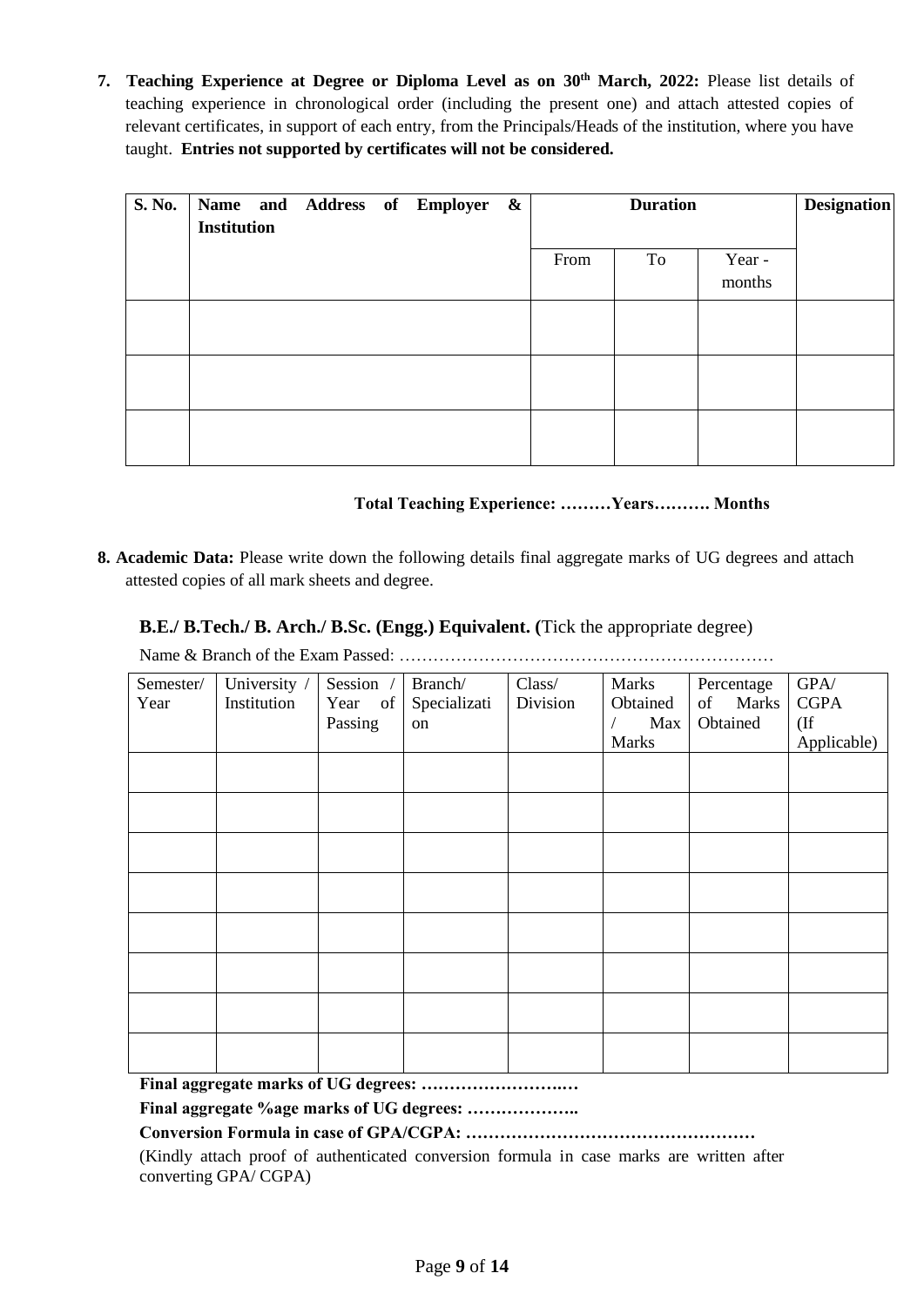**7. Teaching Experience at Degree or Diploma Level as on 30th March, 2022:** Please list details of teaching experience in chronological order (including the present one) and attach attested copies of relevant certificates, in support of each entry, from the Principals/Heads of the institution, where you have taught. **Entries not supported by certificates will not be considered.**

| **S. No.** | **Name and Address of Employer & Institution** | **Duration** | | | **Designation** |
|---|---|---|---|---|---|
| | | From | To | Year - months | |
| | | | | | |
| | | | | | |
| | | | | | |

**Total Teaching Experience: ………Years………. Months**

**8. Academic Data:** Please write down the following details final aggregate marks of UG degrees and attach attested copies of all mark sheets and degree.

**B.E./ B.Tech./ B. Arch./ B.Sc. (Engg.) Equivalent. (**Tick the appropriate degree)

Name & Branch of the Exam Passed: …………………………………………………………

| Semester/ Year | University / Institution | Session / Year of Passing | Branch/ Specialization | Class/ Division | Marks Obtained / Max Marks | Percentage of Marks Obtained | GPA/ CGPA (If Applicable) |
|---|---|---|---|---|---|---|---|
| | | | | | | | |
| | | | | | | | |
| | | | | | | | |
| | | | | | | | |
| | | | | | | | |
| | | | | | | | |
| | | | | | | | |
| | | | | | | | |

**Final aggregate marks of UG degrees: ………………………**

**Final aggregate %age marks of UG degrees: ………………..**

**Conversion Formula in case of GPA/CGPA: ……………………………………………**

(Kindly attach proof of authenticated conversion formula in case marks are written after converting GPA/ CGPA)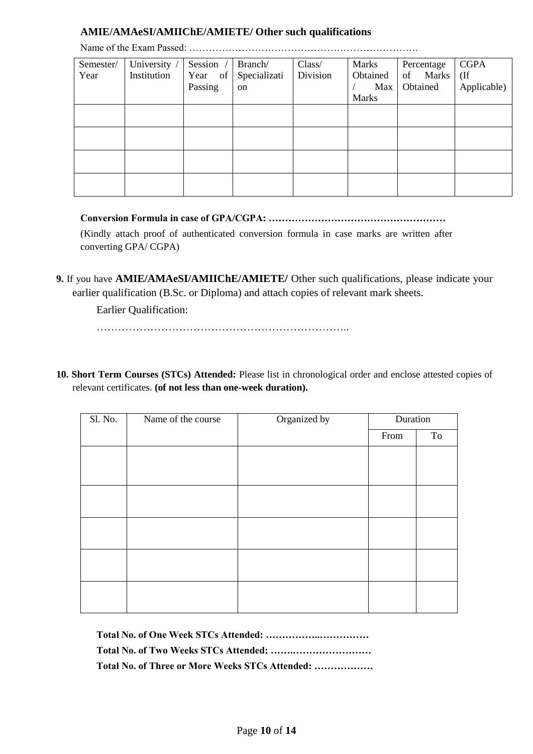**AMIE/AMAeSI/AMIIChE/AMIETE/ Other such qualifications**

Name of the Exam Passed: ……………………………………………………………….

| Semester/ Year | University / Institution | Session / Year of Passing | Branch/ Specialization | Class/ Division | Marks Obtained / Max Marks | Percentage of Marks Obtained | CGPA (If Applicable) |
|---|---|---|---|---|---|---|---|
| | | | | | | | |
| | | | | | | | |
| | | | | | | | |
| | | | | | | | |

**Conversion Formula in case of GPA/CGPA: ………………………………………………**

(Kindly attach proof of authenticated conversion formula in case marks are written after converting GPA/ CGPA)

**9.** If you have **AMIE/AMAeSI/AMIIChE/AMIETE/** Other such qualifications, please indicate your earlier qualification (B.Sc. or Diploma) and attach copies of relevant mark sheets.

Earlier Qualification:

………………………………………………………………..

**10. Short Term Courses (STCs) Attended:** Please list in chronological order and enclose attested copies of relevant certificates. **(of not less than one-week duration).**

| Sl. No. | Name of the course | Organized by | Duration | |
|---|---|---|---|---|
| | | | From | To |
| | | | | |
| | | | | |
| | | | | |
| | | | | |
| | | | | |

**Total No. of One Week STCs Attended: ……………..……………**

**Total No. of Two Weeks STCs Attended: …….……………………**

**Total No. of Three or More Weeks STCs Attended: ………………**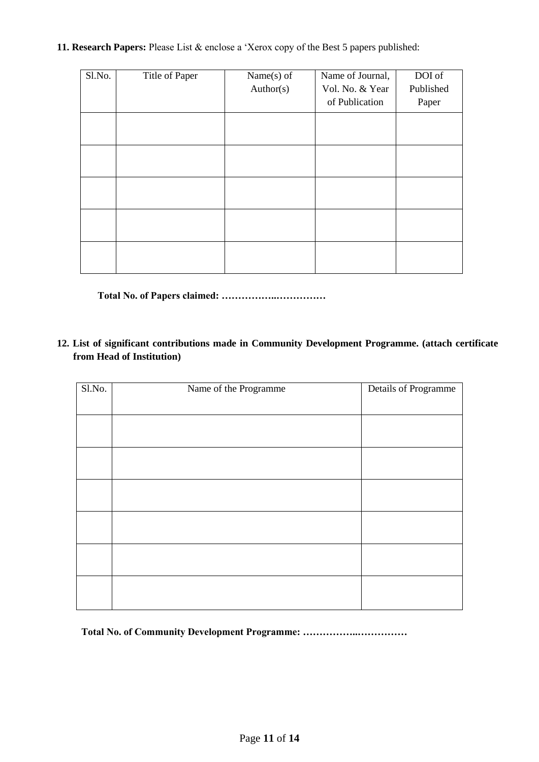**11. Research Papers:** Please List & enclose a 'Xerox copy of the Best 5 papers published:

| Sl.No. | Title of Paper | Name(s) of Author(s) | Name of Journal, Vol. No. & Year of Publication | DOI of Published Paper |
|---|---|---|---|---|
| | | | | |
| | | | | |
| | | | | |
| | | | | |
| | | | | |

**Total No. of Papers claimed: ……………..……………**

**12. List of significant contributions made in Community Development Programme. (attach certificate from Head of Institution)**

| Sl.No. | Name of the Programme | Details of Programme |
|---|---|---|
| | | |
| | | |
| | | |
| | | |
| | | |
| | | |

**Total No. of Community Development Programme: ……………..……………**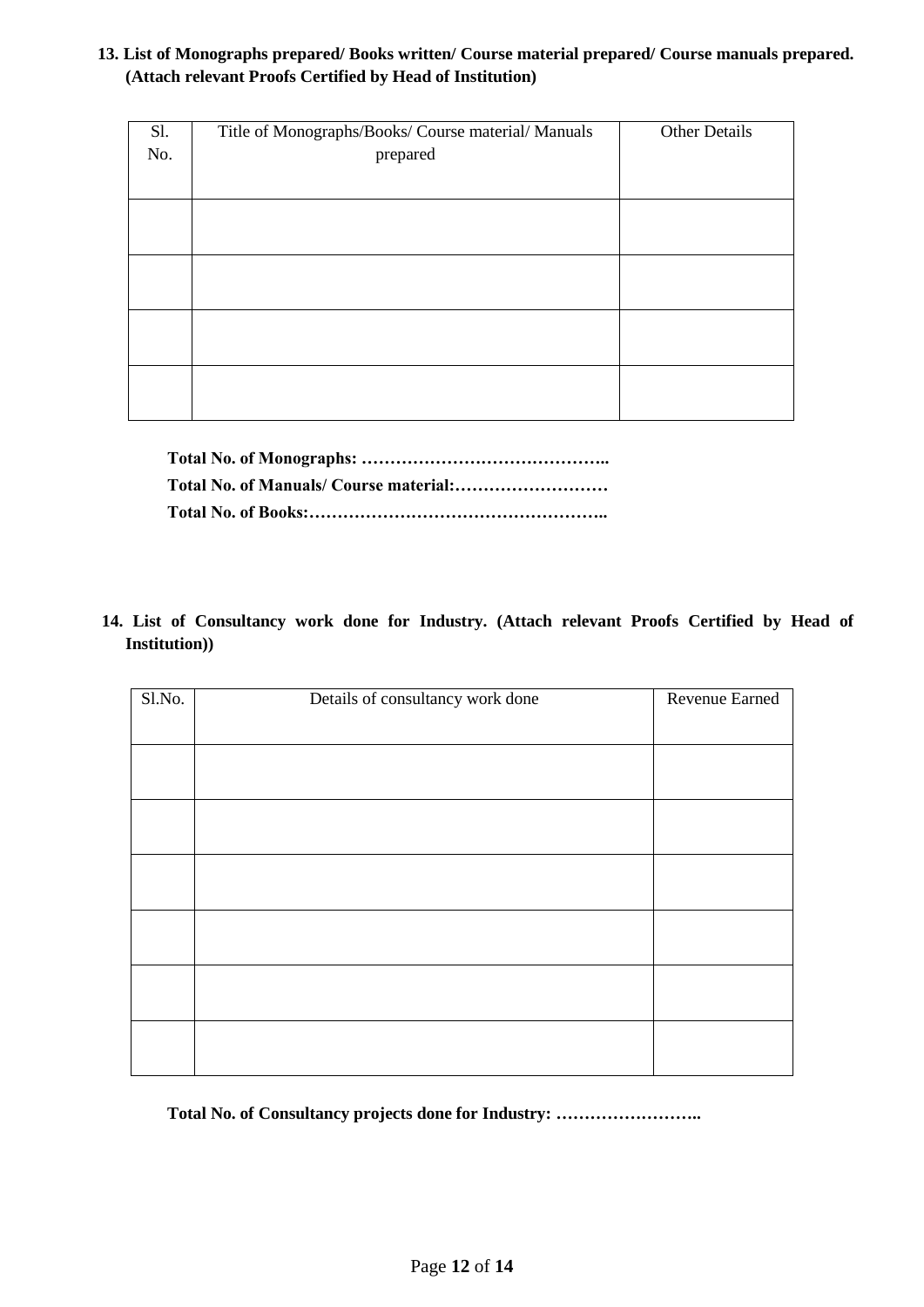**13. List of Monographs prepared/ Books written/ Course material prepared/ Course manuals prepared. (Attach relevant Proofs Certified by Head of Institution)**

| Sl. No. | Title of Monographs/Books/ Course material/ Manuals prepared | Other Details |
|---|---|---|
| | | |
| | | |
| | | |
| | | |

**Total No. of Monographs: ……………………………………..**

**Total No. of Manuals/ Course material:………………………**

**Total No. of Books:……………………………………………..**

**14. List of Consultancy work done for Industry. (Attach relevant Proofs Certified by Head of Institution))**

| Sl.No. | Details of consultancy work done | Revenue Earned |
|---|---|---|
| | | |
| | | |
| | | |
| | | |
| | | |
| | | |

**Total No. of Consultancy projects done for Industry: ……………………..**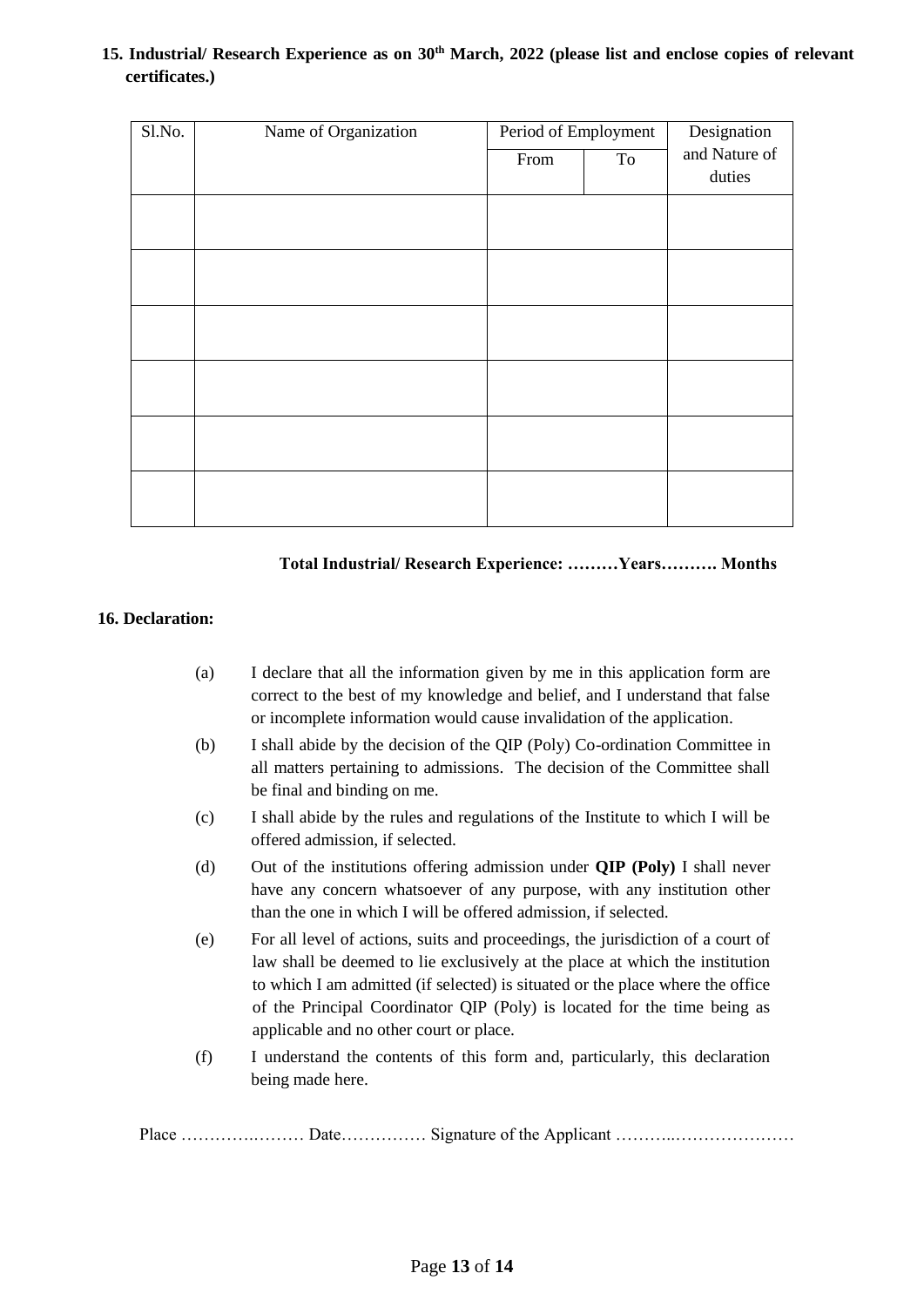**15. Industrial/ Research Experience as on 30th March, 2022 (please list and enclose copies of relevant certificates.)**

| Sl.No. | Name of Organization | Period of Employment | | Designation and Nature of duties |
|---|---|---|---|---|
| | | From | To | |
| | | | | |
| | | | | |
| | | | | |
| | | | | |
| | | | | |
| | | | | |

**Total Industrial/ Research Experience: ………Years………. Months**

**16. Declaration:**

(a) I declare that all the information given by me in this application form are correct to the best of my knowledge and belief, and I understand that false or incomplete information would cause invalidation of the application.

(b) I shall abide by the decision of the QIP (Poly) Co-ordination Committee in all matters pertaining to admissions. The decision of the Committee shall be final and binding on me.

(c) I shall abide by the rules and regulations of the Institute to which I will be offered admission, if selected.

(d) Out of the institutions offering admission under **QIP (Poly)** I shall never have any concern whatsoever of any purpose, with any institution other than the one in which I will be offered admission, if selected.

(e) For all level of actions, suits and proceedings, the jurisdiction of a court of law shall be deemed to lie exclusively at the place at which the institution to which I am admitted (if selected) is situated or the place where the office of the Principal Coordinator QIP (Poly) is located for the time being as applicable and no other court or place.

(f) I understand the contents of this form and, particularly, this declaration being made here.

Place …………..……… Date…………… Signature of the Applicant ………..…………………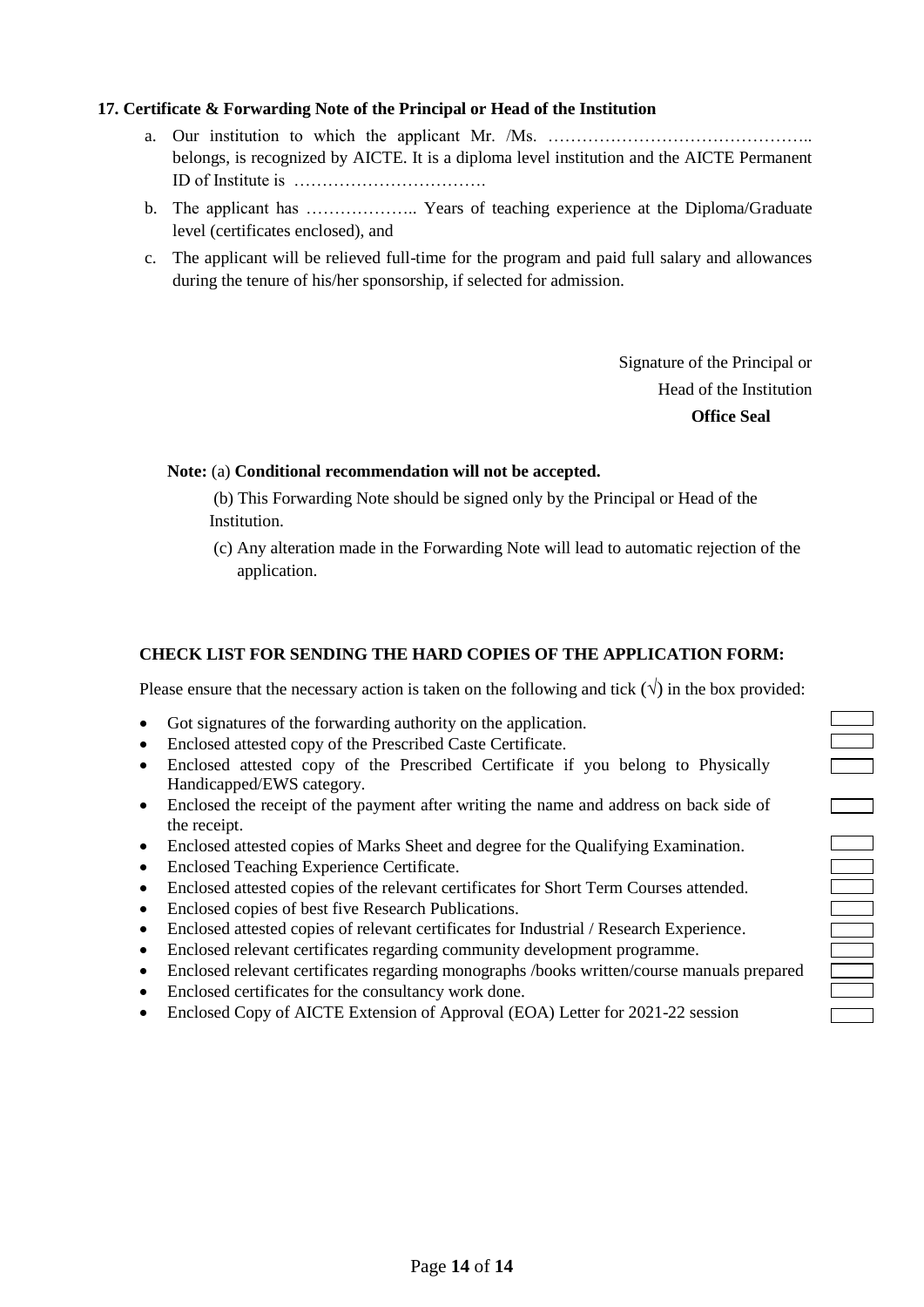**17. Certificate & Forwarding Note of the Principal or Head of the Institution**

a. Our institution to which the applicant Mr. /Ms. ……………………………………….. belongs, is recognized by AICTE. It is a diploma level institution and the AICTE Permanent ID of Institute is …………………………….

b. The applicant has ……………….. Years of teaching experience at the Diploma/Graduate level (certificates enclosed), and

c. The applicant will be relieved full-time for the program and paid full salary and allowances during the tenure of his/her sponsorship, if selected for admission.

Signature of the Principal or

Head of the Institution

**Office Seal**

**Note:** (a) **Conditional recommendation will not be accepted.**

(b) This Forwarding Note should be signed only by the Principal or Head of the Institution.

(c) Any alteration made in the Forwarding Note will lead to automatic rejection of the application.

**CHECK LIST FOR SENDING THE HARD COPIES OF THE APPLICATION FORM:**

Please ensure that the necessary action is taken on the following and tick (√) in the box provided:

- Got signatures of the forwarding authority on the application. ☐
- Enclosed attested copy of the Prescribed Caste Certificate. ☐
- Enclosed attested copy of the Prescribed Certificate if you belong to Physically Handicapped/EWS category. ☐
- Enclosed the receipt of the payment after writing the name and address on back side of the receipt. ☐
- Enclosed attested copies of Marks Sheet and degree for the Qualifying Examination. ☐
- Enclosed Teaching Experience Certificate. ☐
- Enclosed attested copies of the relevant certificates for Short Term Courses attended. ☐
- Enclosed copies of best five Research Publications. ☐
- Enclosed attested copies of relevant certificates for Industrial / Research Experience. ☐
- Enclosed relevant certificates regarding community development programme. ☐
- Enclosed relevant certificates regarding monographs /books written/course manuals prepared ☐
- Enclosed certificates for the consultancy work done. ☐
- Enclosed Copy of AICTE Extension of Approval (EOA) Letter for 2021-22 session ☐